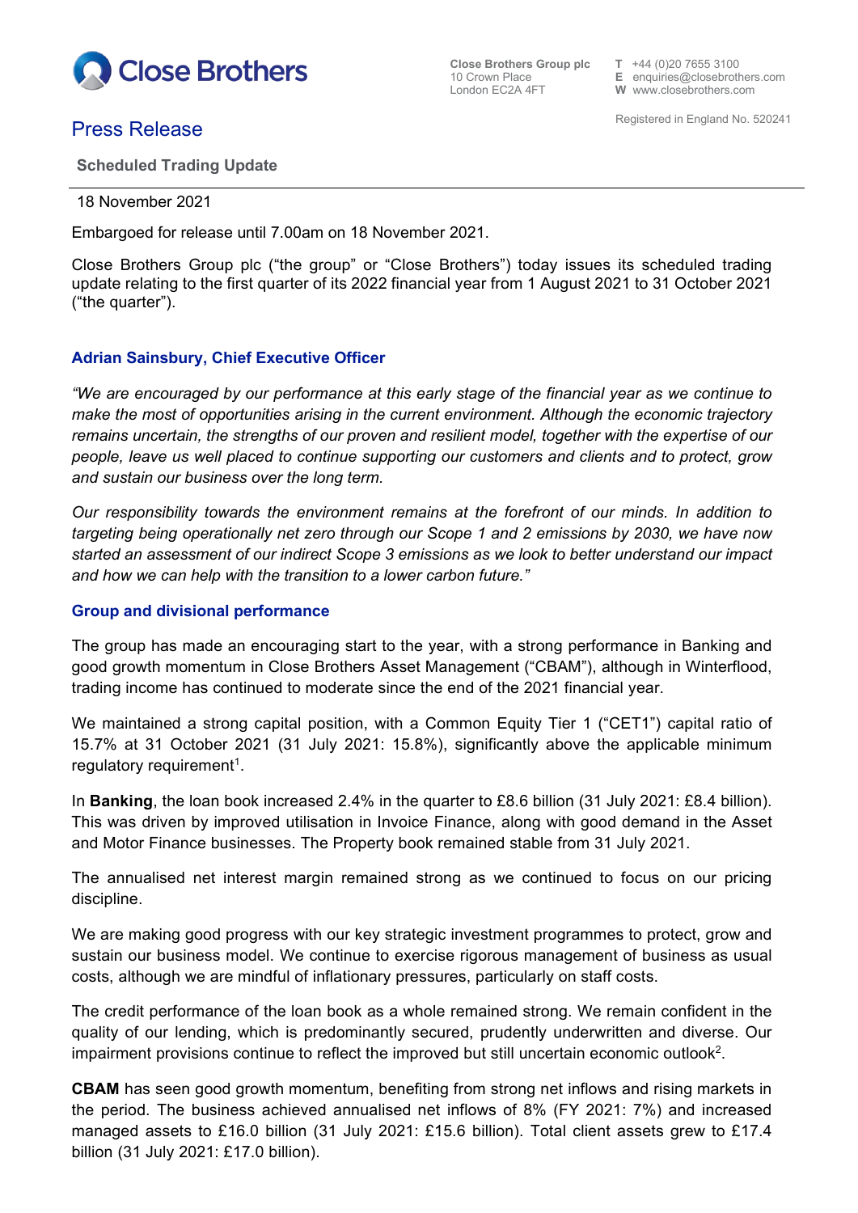Close Brothers

Close Brothers Group plc
10 Crown Place
London EC2A 4FT

T +44 (0)20 7655 3100
E enquiries@closebrothers.com
W www.closebrothers.com

Registered in England No. 520241

# Press Release

**Scheduled Trading Update**

18 November 2021

Embargoed for release until 7.00am on 18 November 2021.

Close Brothers Group plc ("the group" or "Close Brothers") today issues its scheduled trading update relating to the first quarter of its 2022 financial year from 1 August 2021 to 31 October 2021 ("the quarter").

## Adrian Sainsbury, Chief Executive Officer

*"We are encouraged by our performance at this early stage of the financial year as we continue to make the most of opportunities arising in the current environment. Although the economic trajectory remains uncertain, the strengths of our proven and resilient model, together with the expertise of our people, leave us well placed to continue supporting our customers and clients and to protect, grow and sustain our business over the long term.*

*Our responsibility towards the environment remains at the forefront of our minds. In addition to targeting being operationally net zero through our Scope 1 and 2 emissions by 2030, we have now started an assessment of our indirect Scope 3 emissions as we look to better understand our impact and how we can help with the transition to a lower carbon future."*

## Group and divisional performance

The group has made an encouraging start to the year, with a strong performance in Banking and good growth momentum in Close Brothers Asset Management ("CBAM"), although in Winterflood, trading income has continued to moderate since the end of the 2021 financial year.

We maintained a strong capital position, with a Common Equity Tier 1 ("CET1") capital ratio of 15.7% at 31 October 2021 (31 July 2021: 15.8%), significantly above the applicable minimum regulatory requirement[1].

In **Banking**, the loan book increased 2.4% in the quarter to £8.6 billion (31 July 2021: £8.4 billion). This was driven by improved utilisation in Invoice Finance, along with good demand in the Asset and Motor Finance businesses. The Property book remained stable from 31 July 2021.

The annualised net interest margin remained strong as we continued to focus on our pricing discipline.

We are making good progress with our key strategic investment programmes to protect, grow and sustain our business model. We continue to exercise rigorous management of business as usual costs, although we are mindful of inflationary pressures, particularly on staff costs.

The credit performance of the loan book as a whole remained strong. We remain confident in the quality of our lending, which is predominantly secured, prudently underwritten and diverse. Our impairment provisions continue to reflect the improved but still uncertain economic outlook[2].

**CBAM** has seen good growth momentum, benefiting from strong net inflows and rising markets in the period. The business achieved annualised net inflows of 8% (FY 2021: 7%) and increased managed assets to £16.0 billion (31 July 2021: £15.6 billion). Total client assets grew to £17.4 billion (31 July 2021: £17.0 billion).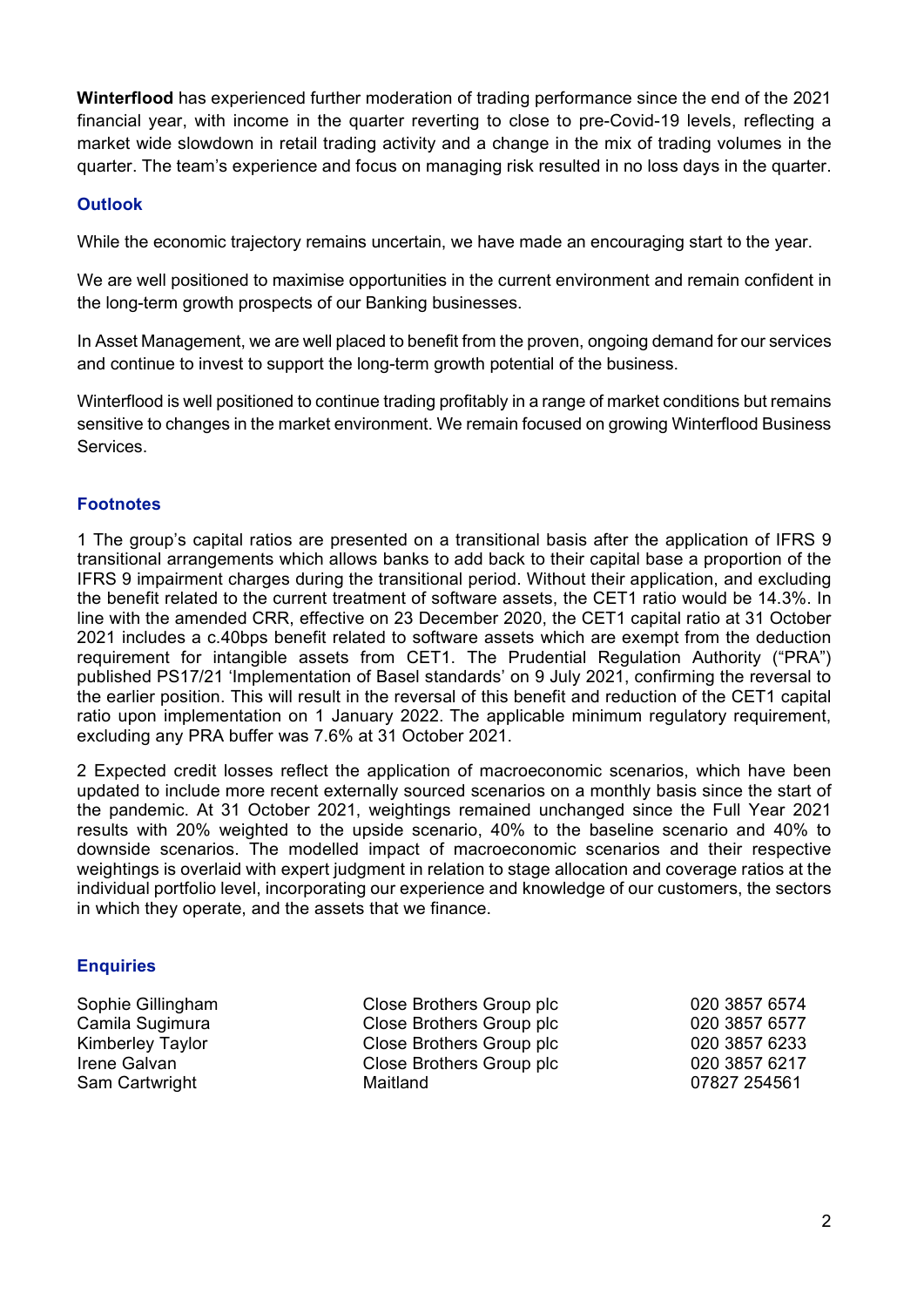**Winterflood** has experienced further moderation of trading performance since the end of the 2021 financial year, with income in the quarter reverting to close to pre-Covid-19 levels, reflecting a market wide slowdown in retail trading activity and a change in the mix of trading volumes in the quarter. The team's experience and focus on managing risk resulted in no loss days in the quarter.

## Outlook

While the economic trajectory remains uncertain, we have made an encouraging start to the year.

We are well positioned to maximise opportunities in the current environment and remain confident in the long-term growth prospects of our Banking businesses.

In Asset Management, we are well placed to benefit from the proven, ongoing demand for our services and continue to invest to support the long-term growth potential of the business.

Winterflood is well positioned to continue trading profitably in a range of market conditions but remains sensitive to changes in the market environment. We remain focused on growing Winterflood Business Services.

## Footnotes

1 The group's capital ratios are presented on a transitional basis after the application of IFRS 9 transitional arrangements which allows banks to add back to their capital base a proportion of the IFRS 9 impairment charges during the transitional period. Without their application, and excluding the benefit related to the current treatment of software assets, the CET1 ratio would be 14.3%. In line with the amended CRR, effective on 23 December 2020, the CET1 capital ratio at 31 October 2021 includes a c.40bps benefit related to software assets which are exempt from the deduction requirement for intangible assets from CET1. The Prudential Regulation Authority ("PRA") published PS17/21 'Implementation of Basel standards' on 9 July 2021, confirming the reversal to the earlier position. This will result in the reversal of this benefit and reduction of the CET1 capital ratio upon implementation on 1 January 2022. The applicable minimum regulatory requirement, excluding any PRA buffer was 7.6% at 31 October 2021.

2 Expected credit losses reflect the application of macroeconomic scenarios, which have been updated to include more recent externally sourced scenarios on a monthly basis since the start of the pandemic. At 31 October 2021, weightings remained unchanged since the Full Year 2021 results with 20% weighted to the upside scenario, 40% to the baseline scenario and 40% to downside scenarios. The modelled impact of macroeconomic scenarios and their respective weightings is overlaid with expert judgment in relation to stage allocation and coverage ratios at the individual portfolio level, incorporating our experience and knowledge of our customers, the sectors in which they operate, and the assets that we finance.

## Enquiries

| | | |
|---|---|---|
| Sophie Gillingham | Close Brothers Group plc | 020 3857 6574 |
| Camila Sugimura | Close Brothers Group plc | 020 3857 6577 |
| Kimberley Taylor | Close Brothers Group plc | 020 3857 6233 |
| Irene Galvan | Close Brothers Group plc | 020 3857 6217 |
| Sam Cartwright | Maitland | 07827 254561 |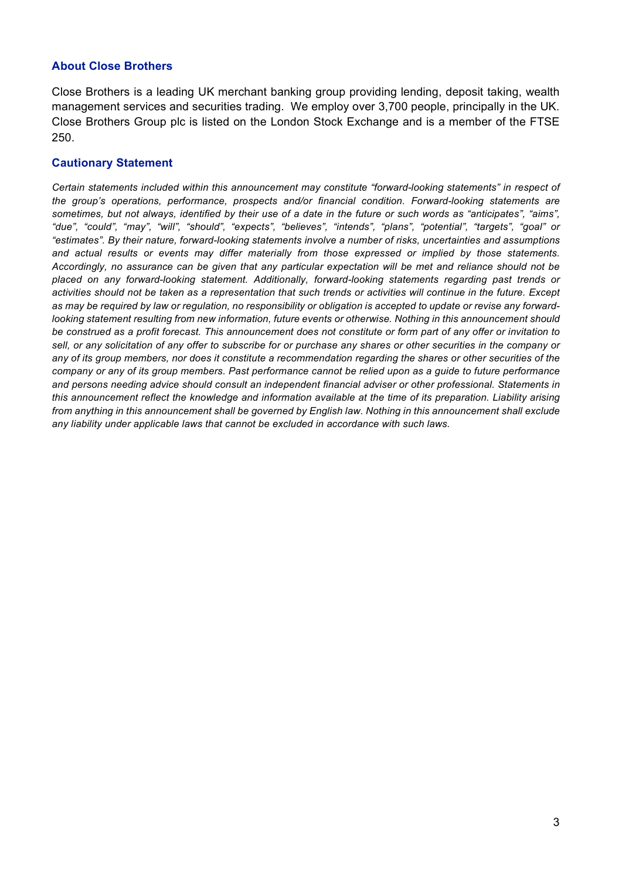## About Close Brothers

Close Brothers is a leading UK merchant banking group providing lending, deposit taking, wealth management services and securities trading. We employ over 3,700 people, principally in the UK. Close Brothers Group plc is listed on the London Stock Exchange and is a member of the FTSE 250.

## Cautionary Statement

*Certain statements included within this announcement may constitute "forward-looking statements" in respect of the group's operations, performance, prospects and/or financial condition. Forward-looking statements are sometimes, but not always, identified by their use of a date in the future or such words as "anticipates", "aims", "due", "could", "may", "will", "should", "expects", "believes", "intends", "plans", "potential", "targets", "goal" or "estimates". By their nature, forward-looking statements involve a number of risks, uncertainties and assumptions and actual results or events may differ materially from those expressed or implied by those statements. Accordingly, no assurance can be given that any particular expectation will be met and reliance should not be placed on any forward-looking statement. Additionally, forward-looking statements regarding past trends or activities should not be taken as a representation that such trends or activities will continue in the future. Except as may be required by law or regulation, no responsibility or obligation is accepted to update or revise any forward-looking statement resulting from new information, future events or otherwise. Nothing in this announcement should be construed as a profit forecast. This announcement does not constitute or form part of any offer or invitation to sell, or any solicitation of any offer to subscribe for or purchase any shares or other securities in the company or any of its group members, nor does it constitute a recommendation regarding the shares or other securities of the company or any of its group members. Past performance cannot be relied upon as a guide to future performance and persons needing advice should consult an independent financial adviser or other professional. Statements in this announcement reflect the knowledge and information available at the time of its preparation. Liability arising from anything in this announcement shall be governed by English law. Nothing in this announcement shall exclude any liability under applicable laws that cannot be excluded in accordance with such laws.*